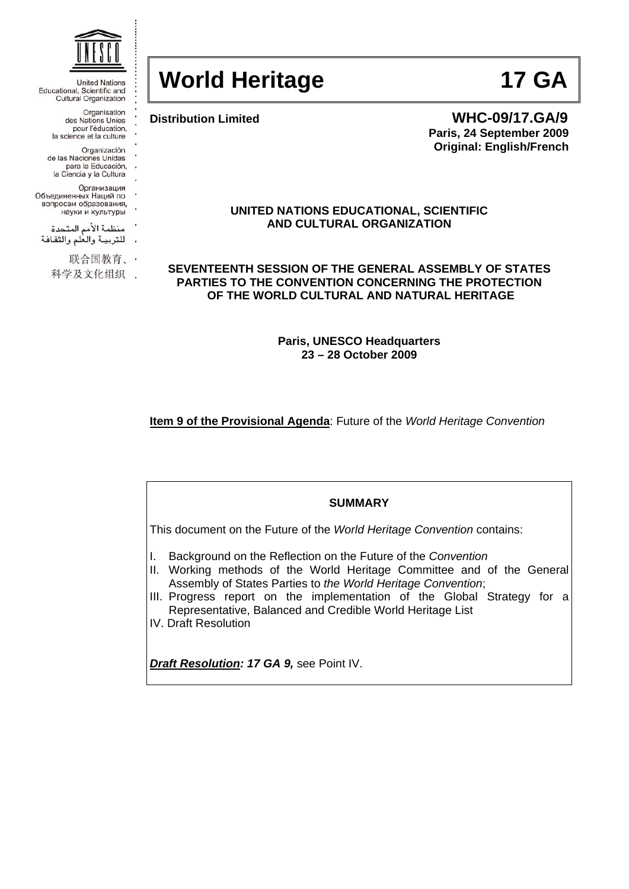United Nations Educational, Scientific and Cultural Organization

Organisation des Nations Unies pour l'éducation, la science et la culture

Organización de las Naciones Unidas para la Educación, la Ciencia y la Cultura

Организация Объединенных Наций по вопросам образования, науки и культуры

منظمة الأمم المتحدة للتربية والعلم والثقافة

联合国教育、科学及文化组织

# World Heritage 17 GA

**Distribution Limited**

**WHC-09/17.GA/9**
**Paris, 24 September 2009**
**Original: English/French**

**UNITED NATIONS EDUCATIONAL, SCIENTIFIC AND CULTURAL ORGANIZATION**

**SEVENTEENTH SESSION OF THE GENERAL ASSEMBLY OF STATES PARTIES TO THE CONVENTION CONCERNING THE PROTECTION OF THE WORLD CULTURAL AND NATURAL HERITAGE**

**Paris, UNESCO Headquarters**
**23 – 28 October 2009**

**Item 9 of the Provisional Agenda**: Future of the *World Heritage Convention*

**SUMMARY**

This document on the Future of the *World Heritage Convention* contains:

I. Background on the Reflection on the Future of the *Convention*
II. Working methods of the World Heritage Committee and of the General Assembly of States Parties to *the World Heritage Convention*;
III. Progress report on the implementation of the Global Strategy for a Representative, Balanced and Credible World Heritage List
IV. Draft Resolution

***Draft Resolution*: *17 GA 9,*** see Point IV.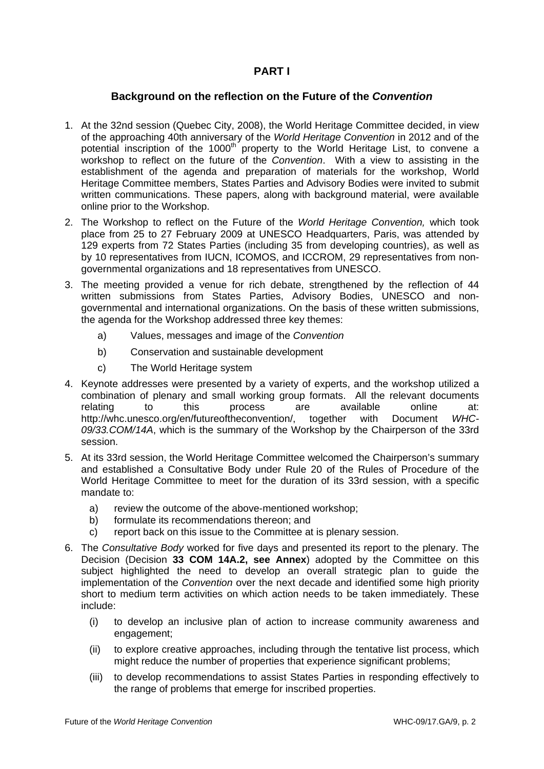## PART I

### Background on the reflection on the Future of the *Convention*

1. At the 32nd session (Quebec City, 2008), the World Heritage Committee decided, in view of the approaching 40th anniversary of the *World Heritage Convention* in 2012 and of the potential inscription of the 1000th property to the World Heritage List, to convene a workshop to reflect on the future of the *Convention*. With a view to assisting in the establishment of the agenda and preparation of materials for the workshop, World Heritage Committee members, States Parties and Advisory Bodies were invited to submit written communications. These papers, along with background material, were available online prior to the Workshop.

2. The Workshop to reflect on the Future of the *World Heritage Convention,* which took place from 25 to 27 February 2009 at UNESCO Headquarters, Paris, was attended by 129 experts from 72 States Parties (including 35 from developing countries), as well as by 10 representatives from IUCN, ICOMOS, and ICCROM, 29 representatives from non-governmental organizations and 18 representatives from UNESCO.

3. The meeting provided a venue for rich debate, strengthened by the reflection of 44 written submissions from States Parties, Advisory Bodies, UNESCO and non-governmental and international organizations. On the basis of these written submissions, the agenda for the Workshop addressed three key themes:

   a) Values, messages and image of the *Convention*

   b) Conservation and sustainable development

   c) The World Heritage system

4. Keynote addresses were presented by a variety of experts, and the workshop utilized a combination of plenary and small working group formats. All the relevant documents relating to this process are available online at: http://whc.unesco.org/en/futureoftheconvention/, together with Document *WHC-09/33.COM/14A*, which is the summary of the Workshop by the Chairperson of the 33rd session.

5. At its 33rd session, the World Heritage Committee welcomed the Chairperson's summary and established a Consultative Body under Rule 20 of the Rules of Procedure of the World Heritage Committee to meet for the duration of its 33rd session, with a specific mandate to:

   a) review the outcome of the above-mentioned workshop;
   b) formulate its recommendations thereon; and
   c) report back on this issue to the Committee at is plenary session.

6. The *Consultative Body* worked for five days and presented its report to the plenary. The Decision (Decision **33 COM 14A.2, see Annex**) adopted by the Committee on this subject highlighted the need to develop an overall strategic plan to guide the implementation of the *Convention* over the next decade and identified some high priority short to medium term activities on which action needs to be taken immediately. These include:

   (i) to develop an inclusive plan of action to increase community awareness and engagement;

   (ii) to explore creative approaches, including through the tentative list process, which might reduce the number of properties that experience significant problems;

   (iii) to develop recommendations to assist States Parties in responding effectively to the range of problems that emerge for inscribed properties.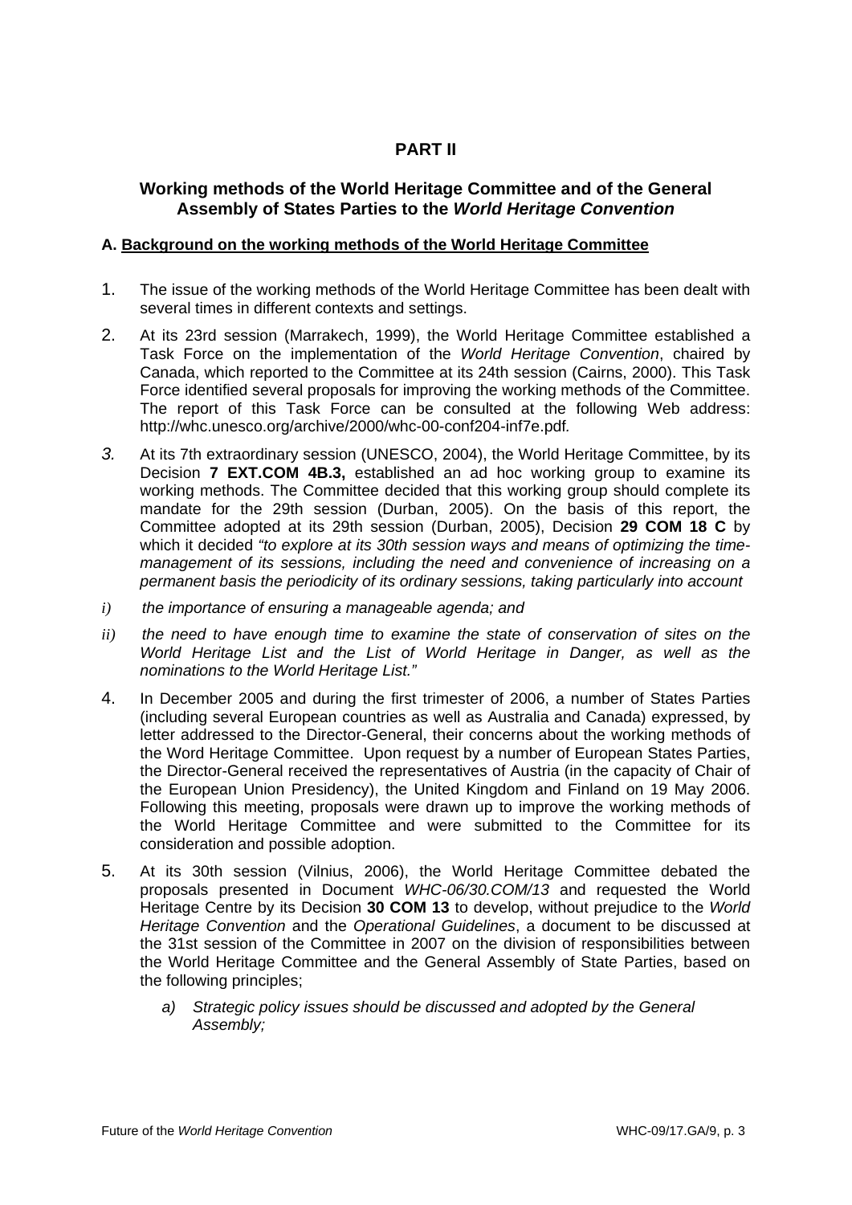# PART II

## Working methods of the World Heritage Committee and of the General Assembly of States Parties to the *World Heritage Convention*

### A. Background on the working methods of the World Heritage Committee

1. The issue of the working methods of the World Heritage Committee has been dealt with several times in different contexts and settings.

2. At its 23rd session (Marrakech, 1999), the World Heritage Committee established a Task Force on the implementation of the *World Heritage Convention*, chaired by Canada, which reported to the Committee at its 24th session (Cairns, 2000). This Task Force identified several proposals for improving the working methods of the Committee. The report of this Task Force can be consulted at the following Web address: http://whc.unesco.org/archive/2000/whc-00-conf204-inf7e.pdf*.*

3. At its 7th extraordinary session (UNESCO, 2004), the World Heritage Committee, by its Decision **7 EXT.COM 4B.3,** established an ad hoc working group to examine its working methods. The Committee decided that this working group should complete its mandate for the 29th session (Durban, 2005). On the basis of this report, the Committee adopted at its 29th session (Durban, 2005), Decision **29 COM 18 C** by which it decided *"to explore at its 30th session ways and means of optimizing the time-management of its sessions, including the need and convenience of increasing on a permanent basis the periodicity of its ordinary sessions, taking particularly into account*

*i) the importance of ensuring a manageable agenda; and*

*ii) the need to have enough time to examine the state of conservation of sites on the World Heritage List and the List of World Heritage in Danger, as well as the nominations to the World Heritage List."*

4. In December 2005 and during the first trimester of 2006, a number of States Parties (including several European countries as well as Australia and Canada) expressed, by letter addressed to the Director-General, their concerns about the working methods of the Word Heritage Committee. Upon request by a number of European States Parties, the Director-General received the representatives of Austria (in the capacity of Chair of the European Union Presidency), the United Kingdom and Finland on 19 May 2006. Following this meeting, proposals were drawn up to improve the working methods of the World Heritage Committee and were submitted to the Committee for its consideration and possible adoption.

5. At its 30th session (Vilnius, 2006), the World Heritage Committee debated the proposals presented in Document *WHC-06/30.COM/13* and requested the World Heritage Centre by its Decision **30 COM 13** to develop, without prejudice to the *World Heritage Convention* and the *Operational Guidelines*, a document to be discussed at the 31st session of the Committee in 2007 on the division of responsibilities between the World Heritage Committee and the General Assembly of State Parties, based on the following principles;

   *a) Strategic policy issues should be discussed and adopted by the General Assembly;*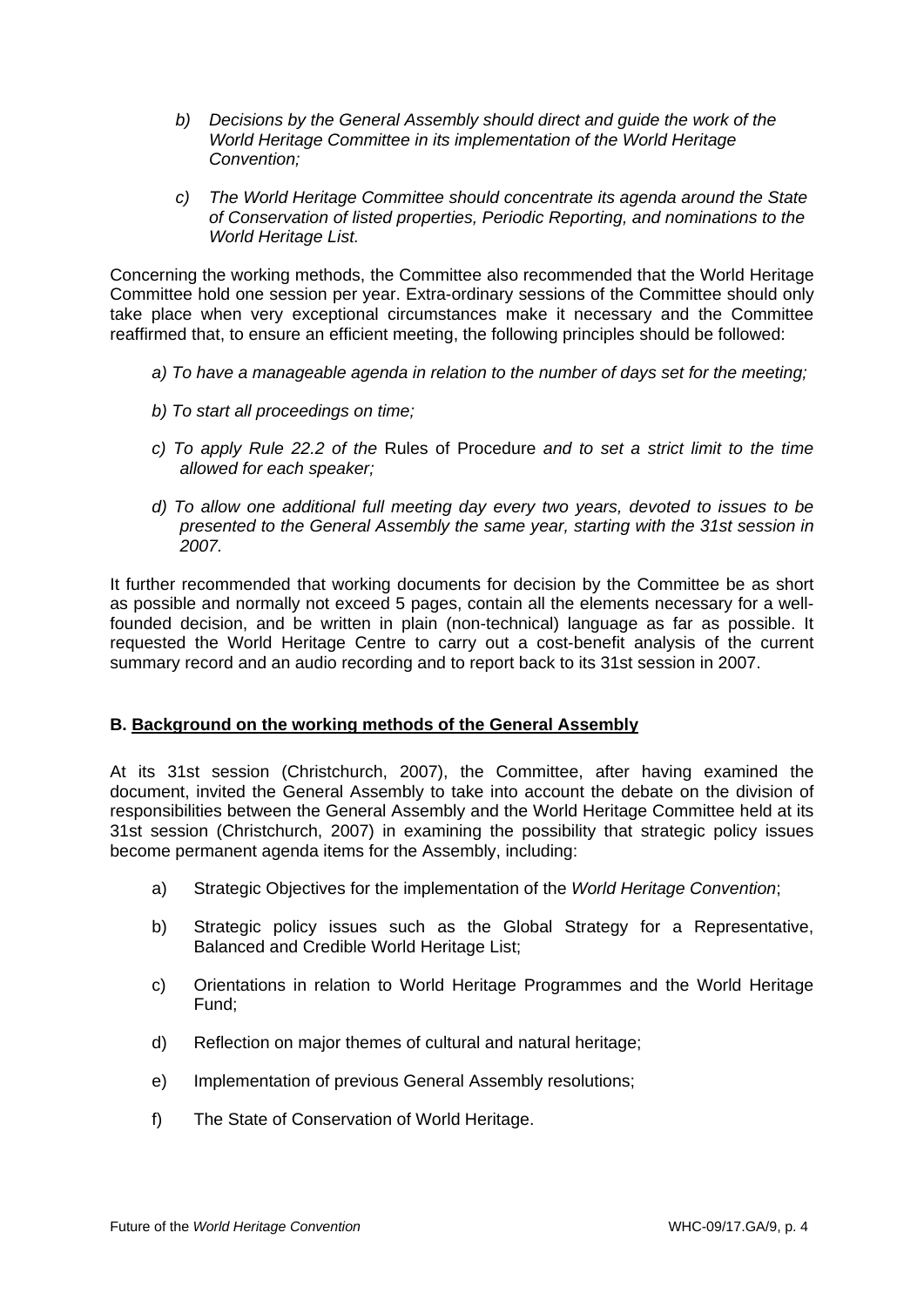*b) Decisions by the General Assembly should direct and guide the work of the World Heritage Committee in its implementation of the World Heritage Convention;*

*c) The World Heritage Committee should concentrate its agenda around the State of Conservation of listed properties, Periodic Reporting, and nominations to the World Heritage List.*

Concerning the working methods, the Committee also recommended that the World Heritage Committee hold one session per year. Extra-ordinary sessions of the Committee should only take place when very exceptional circumstances make it necessary and the Committee reaffirmed that, to ensure an efficient meeting, the following principles should be followed:

*a) To have a manageable agenda in relation to the number of days set for the meeting;*

*b) To start all proceedings on time;*

*c) To apply Rule 22.2 of the* Rules of Procedure *and to set a strict limit to the time allowed for each speaker;*

*d) To allow one additional full meeting day every two years, devoted to issues to be presented to the General Assembly the same year, starting with the 31st session in 2007.*

It further recommended that working documents for decision by the Committee be as short as possible and normally not exceed 5 pages, contain all the elements necessary for a well-founded decision, and be written in plain (non-technical) language as far as possible. It requested the World Heritage Centre to carry out a cost-benefit analysis of the current summary record and an audio recording and to report back to its 31st session in 2007.

**B. Background on the working methods of the General Assembly**

At its 31st session (Christchurch, 2007), the Committee, after having examined the document, invited the General Assembly to take into account the debate on the division of responsibilities between the General Assembly and the World Heritage Committee held at its 31st session (Christchurch, 2007) in examining the possibility that strategic policy issues become permanent agenda items for the Assembly, including:

a) Strategic Objectives for the implementation of the *World Heritage Convention*;

b) Strategic policy issues such as the Global Strategy for a Representative, Balanced and Credible World Heritage List;

c) Orientations in relation to World Heritage Programmes and the World Heritage Fund;

d) Reflection on major themes of cultural and natural heritage;

e) Implementation of previous General Assembly resolutions;

f) The State of Conservation of World Heritage.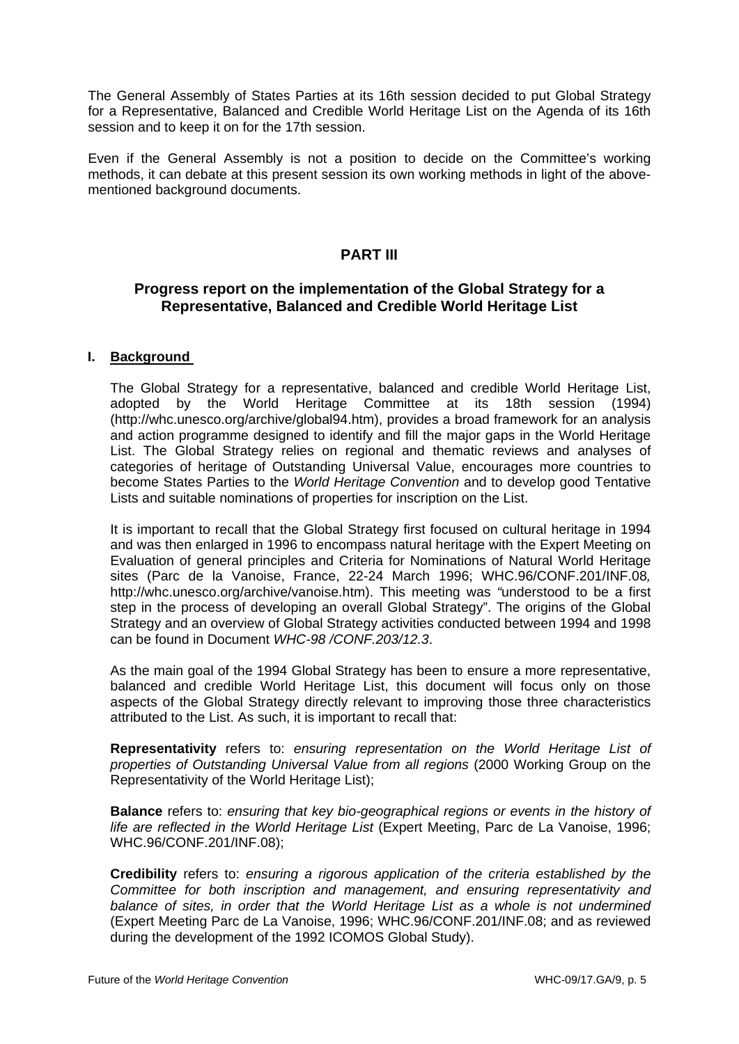The General Assembly of States Parties at its 16th session decided to put Global Strategy for a Representative, Balanced and Credible World Heritage List on the Agenda of its 16th session and to keep it on for the 17th session.

Even if the General Assembly is not a position to decide on the Committee's working methods, it can debate at this present session its own working methods in light of the above-mentioned background documents.

## PART III

## Progress report on the implementation of the Global Strategy for a Representative, Balanced and Credible World Heritage List

### I. Background

The Global Strategy for a representative, balanced and credible World Heritage List, adopted by the World Heritage Committee at its 18th session (1994) (http://whc.unesco.org/archive/global94.htm), provides a broad framework for an analysis and action programme designed to identify and fill the major gaps in the World Heritage List. The Global Strategy relies on regional and thematic reviews and analyses of categories of heritage of Outstanding Universal Value, encourages more countries to become States Parties to the *World Heritage Convention* and to develop good Tentative Lists and suitable nominations of properties for inscription on the List.

It is important to recall that the Global Strategy first focused on cultural heritage in 1994 and was then enlarged in 1996 to encompass natural heritage with the Expert Meeting on Evaluation of general principles and Criteria for Nominations of Natural World Heritage sites (Parc de la Vanoise, France, 22-24 March 1996; WHC.96/CONF.201/INF.08*,* http://whc.unesco.org/archive/vanoise.htm). This meeting was *"*understood to be a first step in the process of developing an overall Global Strategy". The origins of the Global Strategy and an overview of Global Strategy activities conducted between 1994 and 1998 can be found in Document *WHC-98 /CONF.203/12.3*.

As the main goal of the 1994 Global Strategy has been to ensure a more representative, balanced and credible World Heritage List, this document will focus only on those aspects of the Global Strategy directly relevant to improving those three characteristics attributed to the List. As such, it is important to recall that:

**Representativity** refers to: *ensuring representation on the World Heritage List of properties of Outstanding Universal Value from all regions* (2000 Working Group on the Representativity of the World Heritage List);

**Balance** refers to: *ensuring that key bio-geographical regions or events in the history of life are reflected in the World Heritage List* (Expert Meeting, Parc de La Vanoise, 1996; WHC.96/CONF.201/INF.08);

**Credibility** refers to: *ensuring a rigorous application of the criteria established by the Committee for both inscription and management, and ensuring representativity and balance of sites, in order that the World Heritage List as a whole is not undermined* (Expert Meeting Parc de La Vanoise, 1996; WHC.96/CONF.201/INF.08; and as reviewed during the development of the 1992 ICOMOS Global Study).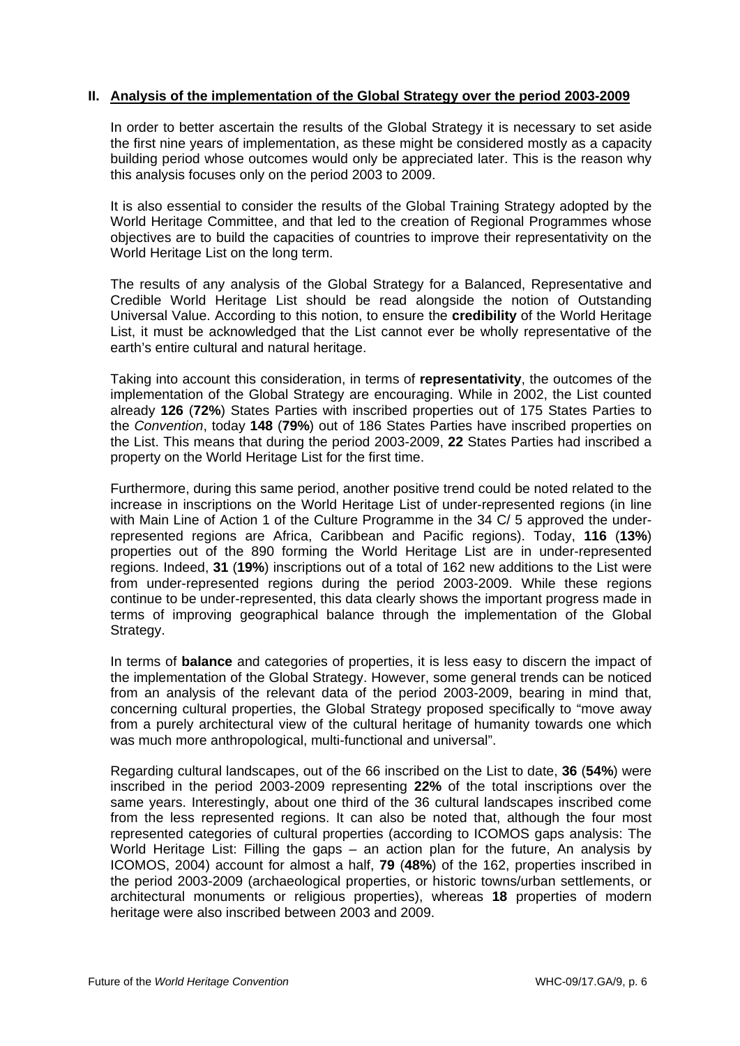## II. Analysis of the implementation of the Global Strategy over the period 2003-2009

In order to better ascertain the results of the Global Strategy it is necessary to set aside the first nine years of implementation, as these might be considered mostly as a capacity building period whose outcomes would only be appreciated later. This is the reason why this analysis focuses only on the period 2003 to 2009.

It is also essential to consider the results of the Global Training Strategy adopted by the World Heritage Committee, and that led to the creation of Regional Programmes whose objectives are to build the capacities of countries to improve their representativity on the World Heritage List on the long term.

The results of any analysis of the Global Strategy for a Balanced, Representative and Credible World Heritage List should be read alongside the notion of Outstanding Universal Value. According to this notion, to ensure the **credibility** of the World Heritage List, it must be acknowledged that the List cannot ever be wholly representative of the earth's entire cultural and natural heritage.

Taking into account this consideration, in terms of **representativity**, the outcomes of the implementation of the Global Strategy are encouraging. While in 2002, the List counted already **126** (**72%**) States Parties with inscribed properties out of 175 States Parties to the *Convention*, today **148** (**79%**) out of 186 States Parties have inscribed properties on the List. This means that during the period 2003-2009, **22** States Parties had inscribed a property on the World Heritage List for the first time.

Furthermore, during this same period, another positive trend could be noted related to the increase in inscriptions on the World Heritage List of under-represented regions (in line with Main Line of Action 1 of the Culture Programme in the 34 C/ 5 approved the under-represented regions are Africa, Caribbean and Pacific regions). Today, **116** (**13%**) properties out of the 890 forming the World Heritage List are in under-represented regions. Indeed, **31** (**19%**) inscriptions out of a total of 162 new additions to the List were from under-represented regions during the period 2003-2009. While these regions continue to be under-represented, this data clearly shows the important progress made in terms of improving geographical balance through the implementation of the Global Strategy.

In terms of **balance** and categories of properties, it is less easy to discern the impact of the implementation of the Global Strategy. However, some general trends can be noticed from an analysis of the relevant data of the period 2003-2009, bearing in mind that, concerning cultural properties, the Global Strategy proposed specifically to "move away from a purely architectural view of the cultural heritage of humanity towards one which was much more anthropological, multi-functional and universal".

Regarding cultural landscapes, out of the 66 inscribed on the List to date, **36** (**54%**) were inscribed in the period 2003-2009 representing **22%** of the total inscriptions over the same years. Interestingly, about one third of the 36 cultural landscapes inscribed come from the less represented regions. It can also be noted that, although the four most represented categories of cultural properties (according to ICOMOS gaps analysis: The World Heritage List: Filling the gaps – an action plan for the future, An analysis by ICOMOS, 2004) account for almost a half, **79** (**48%**) of the 162, properties inscribed in the period 2003-2009 (archaeological properties, or historic towns/urban settlements, or architectural monuments or religious properties), whereas **18** properties of modern heritage were also inscribed between 2003 and 2009.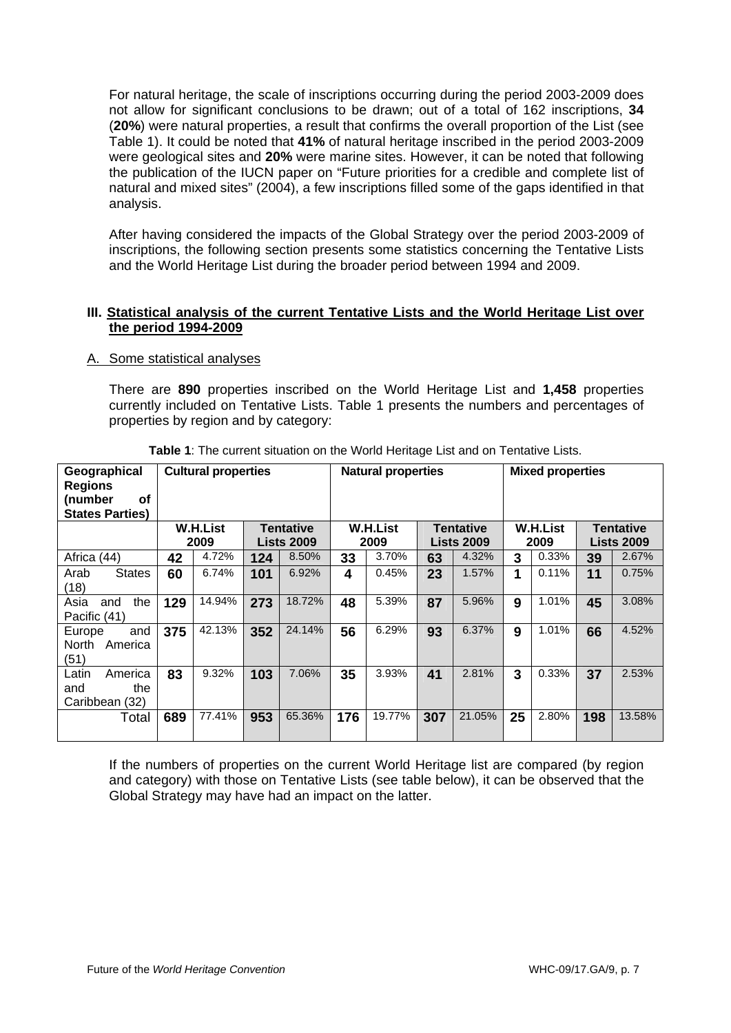For natural heritage, the scale of inscriptions occurring during the period 2003-2009 does not allow for significant conclusions to be drawn; out of a total of 162 inscriptions, **34** (**20%**) were natural properties, a result that confirms the overall proportion of the List (see Table 1). It could be noted that **41%** of natural heritage inscribed in the period 2003-2009 were geological sites and **20%** were marine sites. However, it can be noted that following the publication of the IUCN paper on "Future priorities for a credible and complete list of natural and mixed sites" (2004), a few inscriptions filled some of the gaps identified in that analysis.

After having considered the impacts of the Global Strategy over the period 2003-2009 of inscriptions, the following section presents some statistics concerning the Tentative Lists and the World Heritage List during the broader period between 1994 and 2009.

### III. Statistical analysis of the current Tentative Lists and the World Heritage List over the period 1994-2009

#### A. Some statistical analyses

There are **890** properties inscribed on the World Heritage List and **1,458** properties currently included on Tentative Lists. Table 1 presents the numbers and percentages of properties by region and by category:

**Table 1**: The current situation on the World Heritage List and on Tentative Lists.

| Geographical Regions (number of States Parties) | Cultural properties | | | | Natural properties | | | | Mixed properties | | | |
|---|---|---|---|---|---|---|---|---|---|---|---|---|
| | W.H.List 2009 | | Tentative Lists 2009 | | W.H.List 2009 | | Tentative Lists 2009 | | W.H.List 2009 | | Tentative Lists 2009 | |
| Africa (44) | **42** | 4.72% | **124** | 8.50% | **33** | 3.70% | **63** | 4.32% | **3** | 0.33% | **39** | 2.67% |
| Arab States (18) | **60** | 6.74% | **101** | 6.92% | **4** | 0.45% | **23** | 1.57% | **1** | 0.11% | **11** | 0.75% |
| Asia and the Pacific (41) | **129** | 14.94% | **273** | 18.72% | **48** | 5.39% | **87** | 5.96% | **9** | 1.01% | **45** | 3.08% |
| Europe and North America (51) | **375** | 42.13% | **352** | 24.14% | **56** | 6.29% | **93** | 6.37% | **9** | 1.01% | **66** | 4.52% |
| Latin America and the Caribbean (32) | **83** | 9.32% | **103** | 7.06% | **35** | 3.93% | **41** | 2.81% | **3** | 0.33% | **37** | 2.53% |
| Total | **689** | 77.41% | **953** | 65.36% | **176** | 19.77% | **307** | 21.05% | **25** | 2.80% | **198** | 13.58% |

If the numbers of properties on the current World Heritage list are compared (by region and category) with those on Tentative Lists (see table below), it can be observed that the Global Strategy may have had an impact on the latter.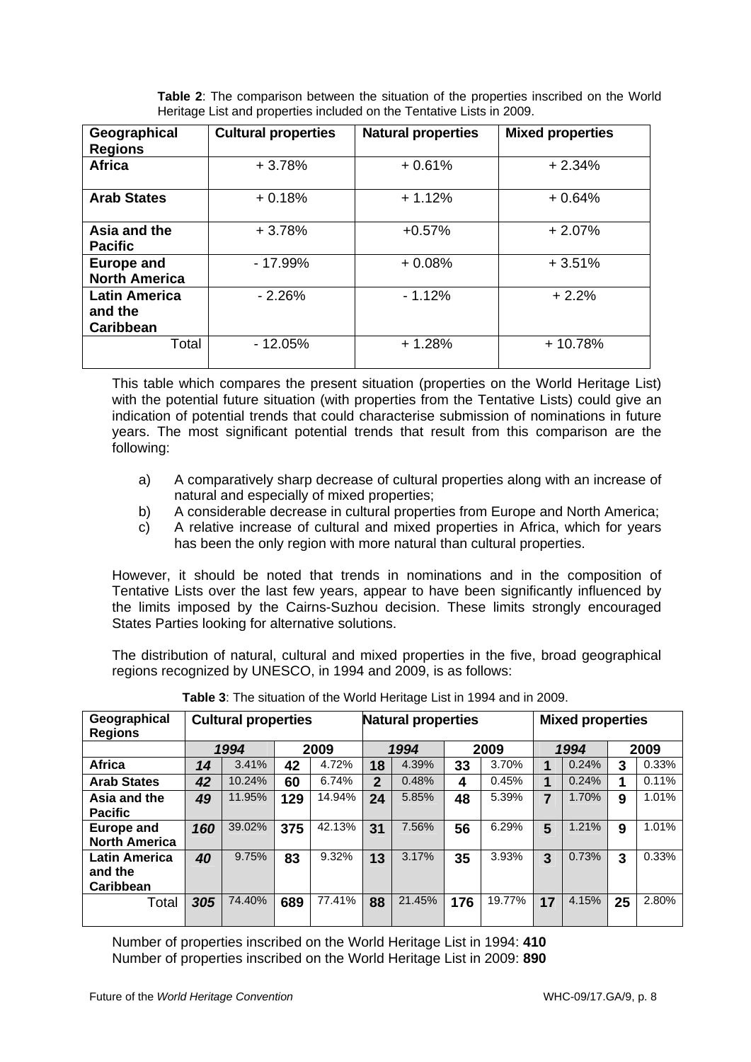**Table 2**: The comparison between the situation of the properties inscribed on the World Heritage List and properties included on the Tentative Lists in 2009.

| Geographical Regions | Cultural properties | Natural properties | Mixed properties |
|---|---|---|---|
| **Africa** | + 3.78% | + 0.61% | + 2.34% |
| **Arab States** | + 0.18% | + 1.12% | + 0.64% |
| **Asia and the Pacific** | + 3.78% | +0.57% | + 2.07% |
| **Europe and North America** | - 17.99% | + 0.08% | + 3.51% |
| **Latin America and the Caribbean** | - 2.26% | - 1.12% | + 2.2% |
| Total | - 12.05% | + 1.28% | + 10.78% |

This table which compares the present situation (properties on the World Heritage List) with the potential future situation (with properties from the Tentative Lists) could give an indication of potential trends that could characterise submission of nominations in future years. The most significant potential trends that result from this comparison are the following:

a) A comparatively sharp decrease of cultural properties along with an increase of natural and especially of mixed properties;
b) A considerable decrease in cultural properties from Europe and North America;
c) A relative increase of cultural and mixed properties in Africa, which for years has been the only region with more natural than cultural properties.

However, it should be noted that trends in nominations and in the composition of Tentative Lists over the last few years, appear to have been significantly influenced by the limits imposed by the Cairns-Suzhou decision. These limits strongly encouraged States Parties looking for alternative solutions.

The distribution of natural, cultural and mixed properties in the five, broad geographical regions recognized by UNESCO, in 1994 and 2009, is as follows:

**Table 3**: The situation of the World Heritage List in 1994 and in 2009.

| Geographical Regions | Cultural properties | | | | Natural properties | | | | Mixed properties | | | |
|---|---|---|---|---|---|---|---|---|---|---|---|---|
| | *1994* | | 2009 | | *1994* | | 2009 | | *1994* | | 2009 | |
| **Africa** | ***14*** | 3.41% | **42** | 4.72% | **18** | 4.39% | **33** | 3.70% | **1** | 0.24% | **3** | 0.33% |
| **Arab States** | ***42*** | 10.24% | **60** | 6.74% | **2** | 0.48% | **4** | 0.45% | **1** | 0.24% | **1** | 0.11% |
| **Asia and the Pacific** | ***49*** | 11.95% | **129** | 14.94% | **24** | 5.85% | **48** | 5.39% | **7** | 1.70% | **9** | 1.01% |
| **Europe and North America** | ***160*** | 39.02% | **375** | 42.13% | **31** | 7.56% | **56** | 6.29% | **5** | 1.21% | **9** | 1.01% |
| **Latin America and the Caribbean** | ***40*** | 9.75% | **83** | 9.32% | **13** | 3.17% | **35** | 3.93% | **3** | 0.73% | **3** | 0.33% |
| Total | ***305*** | 74.40% | **689** | 77.41% | **88** | 21.45% | **176** | 19.77% | **17** | 4.15% | **25** | 2.80% |

Number of properties inscribed on the World Heritage List in 1994: **410**
Number of properties inscribed on the World Heritage List in 2009: **890**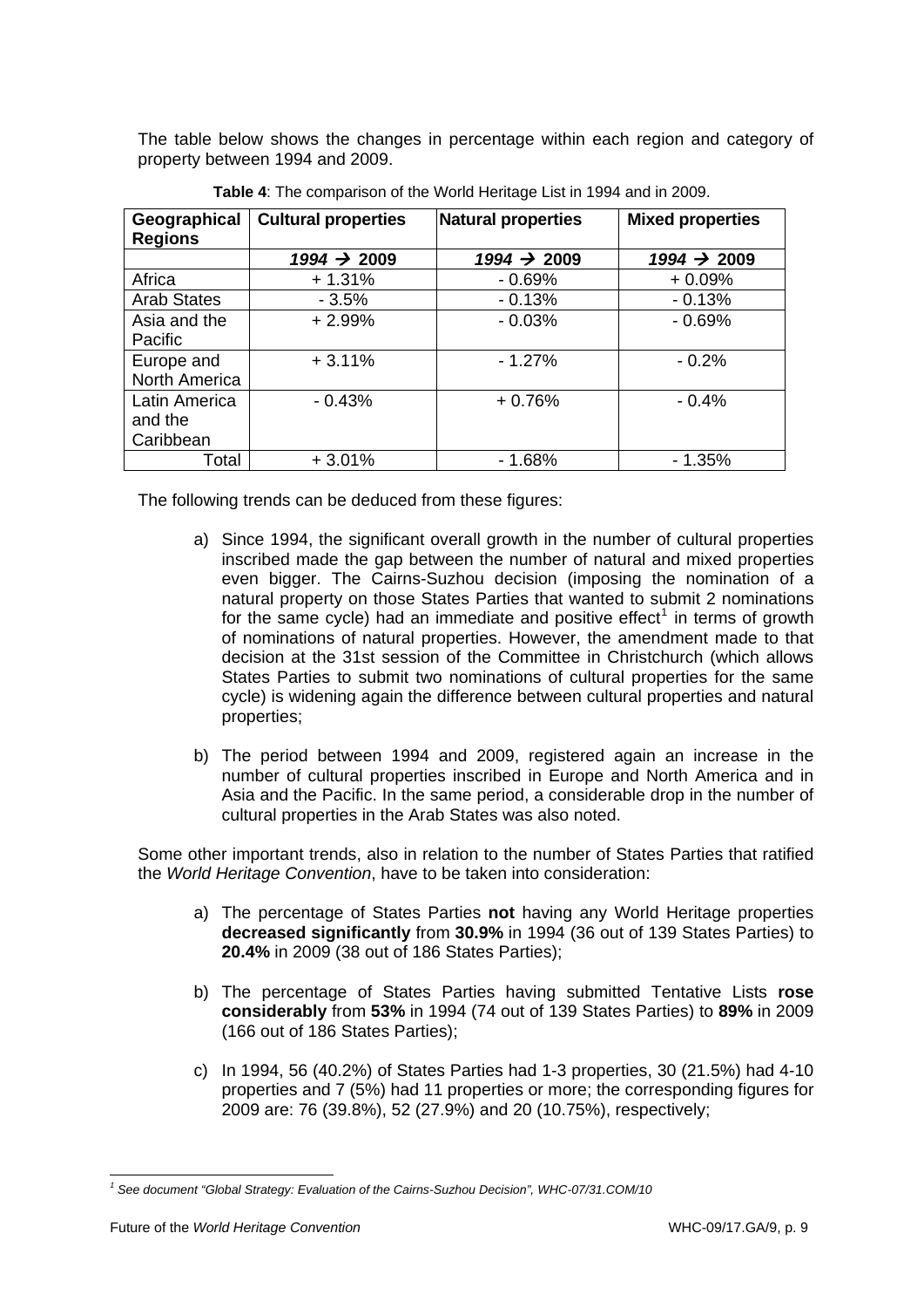The table below shows the changes in percentage within each region and category of property between 1994 and 2009.

**Table 4**: The comparison of the World Heritage List in 1994 and in 2009.

| Geographical Regions | Cultural properties | Natural properties | Mixed properties |
|---|---|---|---|
| | *1994* → **2009** | *1994* → **2009** | *1994* → **2009** |
| Africa | + 1.31% | - 0.69% | + 0.09% |
| Arab States | - 3.5% | - 0.13% | - 0.13% |
| Asia and the Pacific | + 2.99% | - 0.03% | - 0.69% |
| Europe and North America | + 3.11% | - 1.27% | - 0.2% |
| Latin America and the Caribbean | - 0.43% | + 0.76% | - 0.4% |
| Total | + 3.01% | - 1.68% | - 1.35% |

The following trends can be deduced from these figures:

a) Since 1994, the significant overall growth in the number of cultural properties inscribed made the gap between the number of natural and mixed properties even bigger. The Cairns-Suzhou decision (imposing the nomination of a natural property on those States Parties that wanted to submit 2 nominations for the same cycle) had an immediate and positive effect[1] in terms of growth of nominations of natural properties. However, the amendment made to that decision at the 31st session of the Committee in Christchurch (which allows States Parties to submit two nominations of cultural properties for the same cycle) is widening again the difference between cultural properties and natural properties;

b) The period between 1994 and 2009, registered again an increase in the number of cultural properties inscribed in Europe and North America and in Asia and the Pacific. In the same period, a considerable drop in the number of cultural properties in the Arab States was also noted.

Some other important trends, also in relation to the number of States Parties that ratified the *World Heritage Convention*, have to be taken into consideration:

a) The percentage of States Parties **not** having any World Heritage properties **decreased significantly** from **30.9%** in 1994 (36 out of 139 States Parties) to **20.4%** in 2009 (38 out of 186 States Parties);

b) The percentage of States Parties having submitted Tentative Lists **rose considerably** from **53%** in 1994 (74 out of 139 States Parties) to **89%** in 2009 (166 out of 186 States Parties);

c) In 1994, 56 (40.2%) of States Parties had 1-3 properties, 30 (21.5%) had 4-10 properties and 7 (5%) had 11 properties or more; the corresponding figures for 2009 are: 76 (39.8%), 52 (27.9%) and 20 (10.75%), respectively;

[1] *See document "Global Strategy: Evaluation of the Cairns-Suzhou Decision", WHC-07/31.COM/10*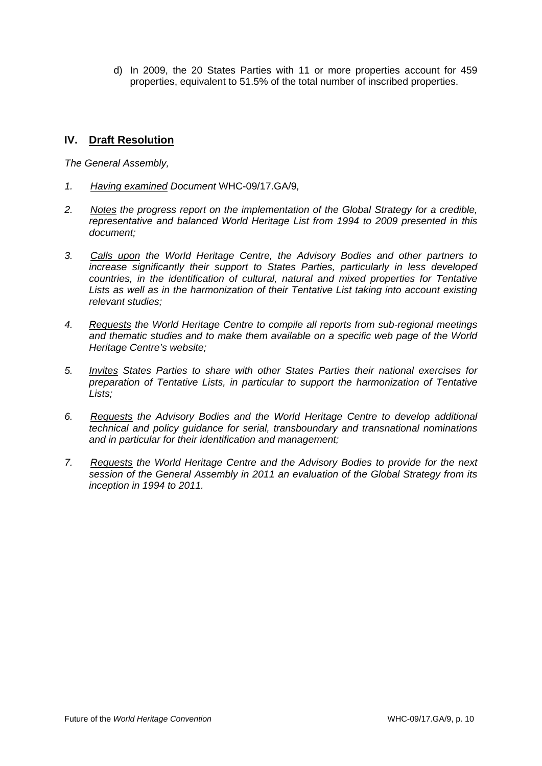d) In 2009, the 20 States Parties with 11 or more properties account for 459 properties, equivalent to 51.5% of the total number of inscribed properties.

## IV. Draft Resolution

*The General Assembly,*

1. *Having examined Document* WHC-09/17.GA/9*,*

2. *Notes the progress report on the implementation of the Global Strategy for a credible, representative and balanced World Heritage List from 1994 to 2009 presented in this document;*

3. *Calls upon the World Heritage Centre, the Advisory Bodies and other partners to increase significantly their support to States Parties, particularly in less developed countries, in the identification of cultural, natural and mixed properties for Tentative Lists as well as in the harmonization of their Tentative List taking into account existing relevant studies;*

4. *Requests the World Heritage Centre to compile all reports from sub-regional meetings and thematic studies and to make them available on a specific web page of the World Heritage Centre's website;*

5. *Invites States Parties to share with other States Parties their national exercises for preparation of Tentative Lists, in particular to support the harmonization of Tentative Lists;*

6. *Requests the Advisory Bodies and the World Heritage Centre to develop additional technical and policy guidance for serial, transboundary and transnational nominations and in particular for their identification and management;*

7. *Requests the World Heritage Centre and the Advisory Bodies to provide for the next session of the General Assembly in 2011 an evaluation of the Global Strategy from its inception in 1994 to 2011.*